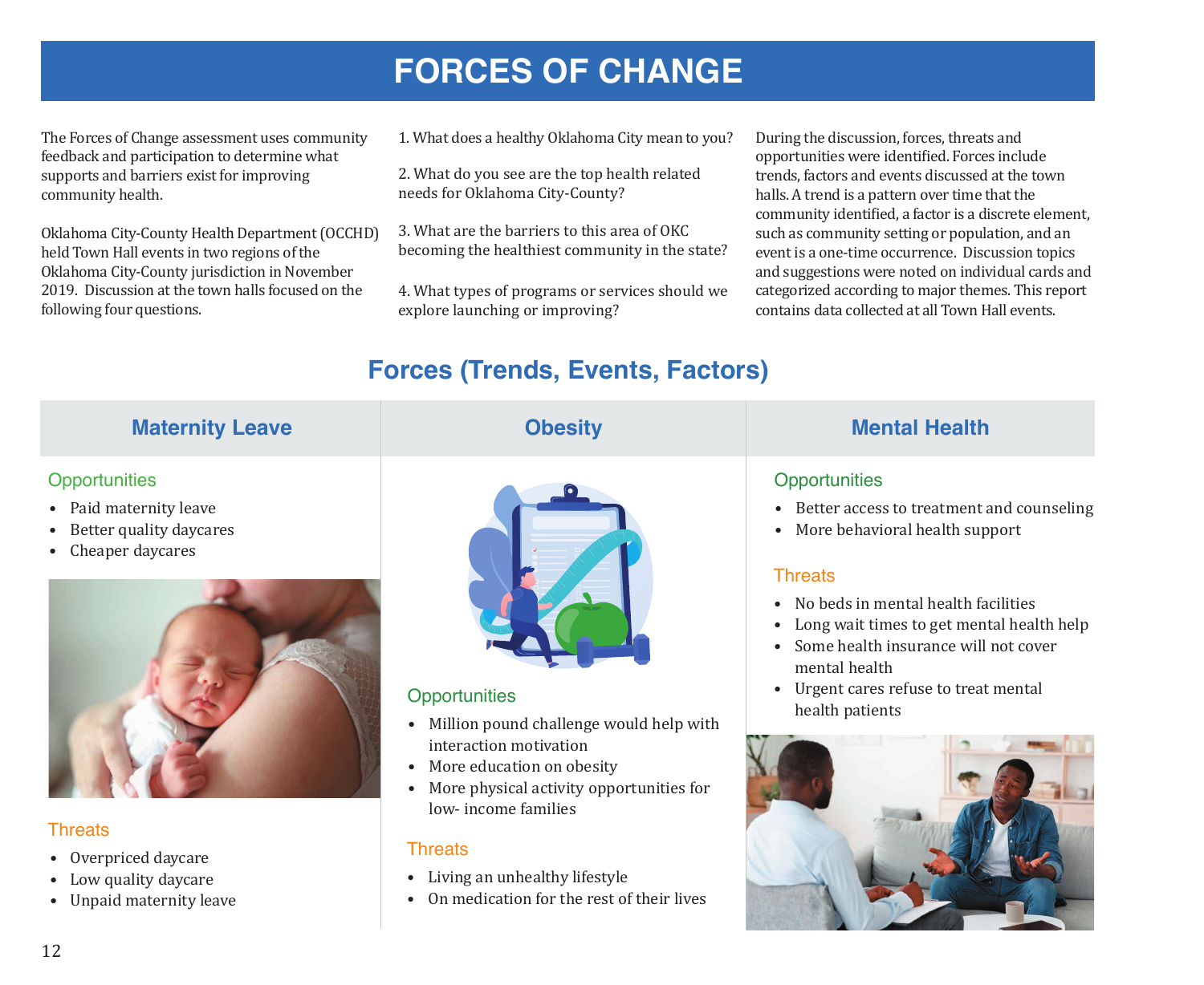# FORCES OF CHANGE

The Forces of Change assessment uses community feedback and participation to determine what supports and barriers exist for improving community health.

Oklahoma City-County Health Department (OCCHD) held Town Hall events in two regions of the Oklahoma City-County jurisdiction in November 2019. Discussion at the town halls focused on the following four questions.

1. What does a healthy Oklahoma City mean to you?

2. What do you see are the top health related needs for Oklahoma City-County?

3. What are the barriers to this area of OKC becoming the healthiest community in the state?

4. What types of programs or services should we explore launching or improving?

During the discussion, forces, threats and opportunities were identified. Forces include trends, factors and events discussed at the town halls. A trend is a pattern over time that the community identified, a factor is a discrete element, such as community setting or population, and an event is a one-time occurrence. Discussion topics and suggestions were noted on individual cards and categorized according to major themes. This report contains data collected at all Town Hall events.

## Forces (Trends, Events, Factors)

### Maternity Leave

#### Opportunities

- Paid maternity leave
- Better quality daycares
- Cheaper daycares

#### Threats

- Overpriced daycare
- Low quality daycare
- Unpaid maternity leave

### Obesity

#### Opportunities

- Million pound challenge would help with interaction motivation
- More education on obesity
- More physical activity opportunities for low- income families

#### Threats

- Living an unhealthy lifestyle
- On medication for the rest of their lives

### Mental Health

#### Opportunities

- Better access to treatment and counseling
- More behavioral health support

#### Threats

- No beds in mental health facilities
- Long wait times to get mental health help
- Some health insurance will not cover mental health
- Urgent cares refuse to treat mental health patients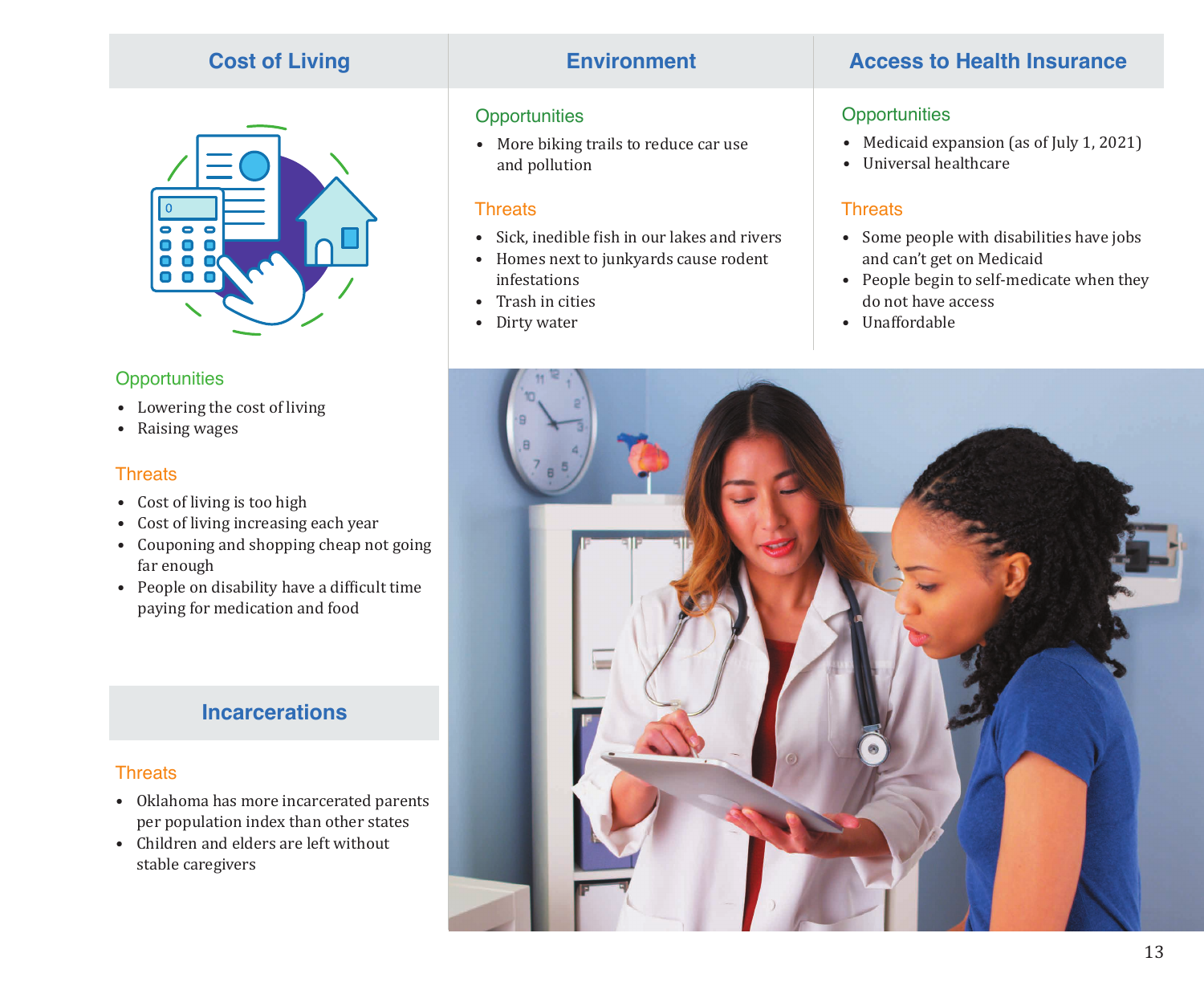## Cost of Living

### Opportunities

- Lowering the cost of living
- Raising wages

### Threats

- Cost of living is too high
- Cost of living increasing each year
- Couponing and shopping cheap not going far enough
- People on disability have a difficult time paying for medication and food

## Environment

### Opportunities

- More biking trails to reduce car use and pollution

### Threats

- Sick, inedible fish in our lakes and rivers
- Homes next to junkyards cause rodent infestations
- Trash in cities
- Dirty water

## Access to Health Insurance

### Opportunities

- Medicaid expansion (as of July 1, 2021)
- Universal healthcare

### Threats

- Some people with disabilities have jobs and can't get on Medicaid
- People begin to self-medicate when they do not have access
- Unaffordable

## Incarcerations

### Threats

- Oklahoma has more incarcerated parents per population index than other states
- Children and elders are left without stable caregivers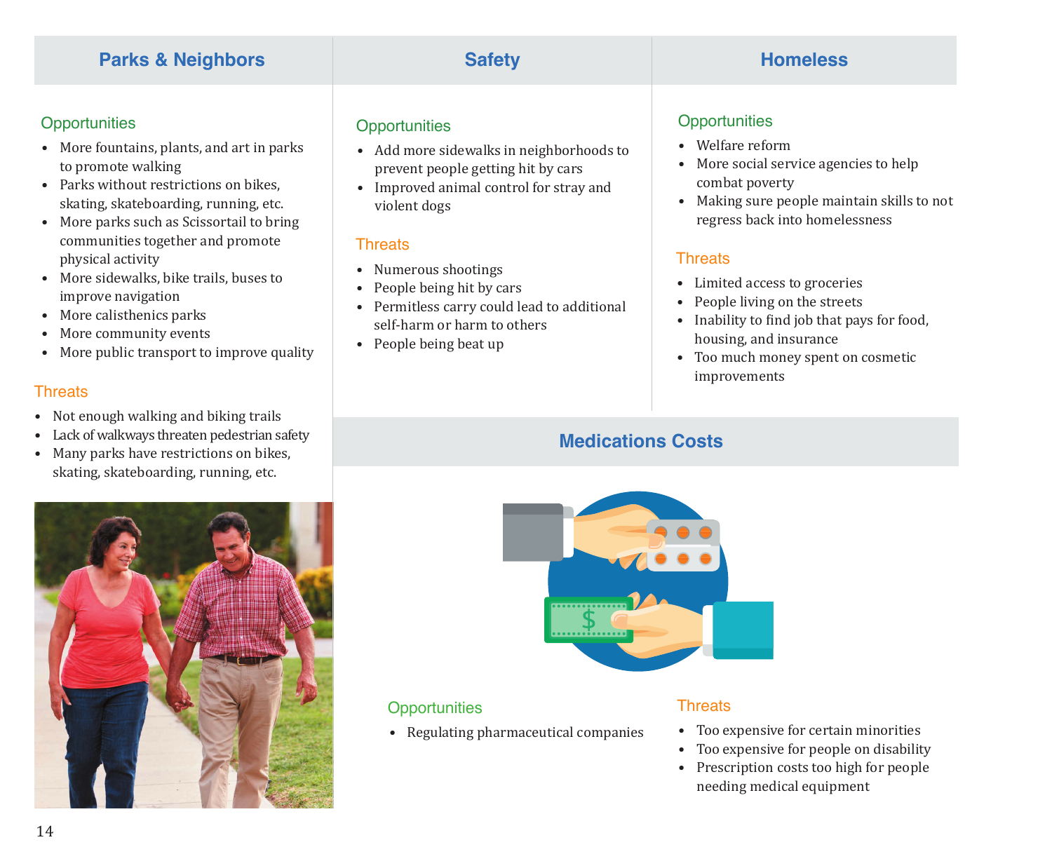## Parks & Neighbors

### Opportunities

- More fountains, plants, and art in parks to promote walking
- Parks without restrictions on bikes, skating, skateboarding, running, etc.
- More parks such as Scissortail to bring communities together and promote physical activity
- More sidewalks, bike trails, buses to improve navigation
- More calisthenics parks
- More community events
- More public transport to improve quality

### Threats

- Not enough walking and biking trails
- Lack of walkways threaten pedestrian safety
- Many parks have restrictions on bikes, skating, skateboarding, running, etc.

## Safety

### Opportunities

- Add more sidewalks in neighborhoods to prevent people getting hit by cars
- Improved animal control for stray and violent dogs

### Threats

- Numerous shootings
- People being hit by cars
- Permitless carry could lead to additional self-harm or harm to others
- People being beat up

## Homeless

### Opportunities

- Welfare reform
- More social service agencies to help combat poverty
- Making sure people maintain skills to not regress back into homelessness

### Threats

- Limited access to groceries
- People living on the streets
- Inability to find job that pays for food, housing, and insurance
- Too much money spent on cosmetic improvements

## Medications Costs

### Opportunities

- Regulating pharmaceutical companies

### Threats

- Too expensive for certain minorities
- Too expensive for people on disability
- Prescription costs too high for people needing medical equipment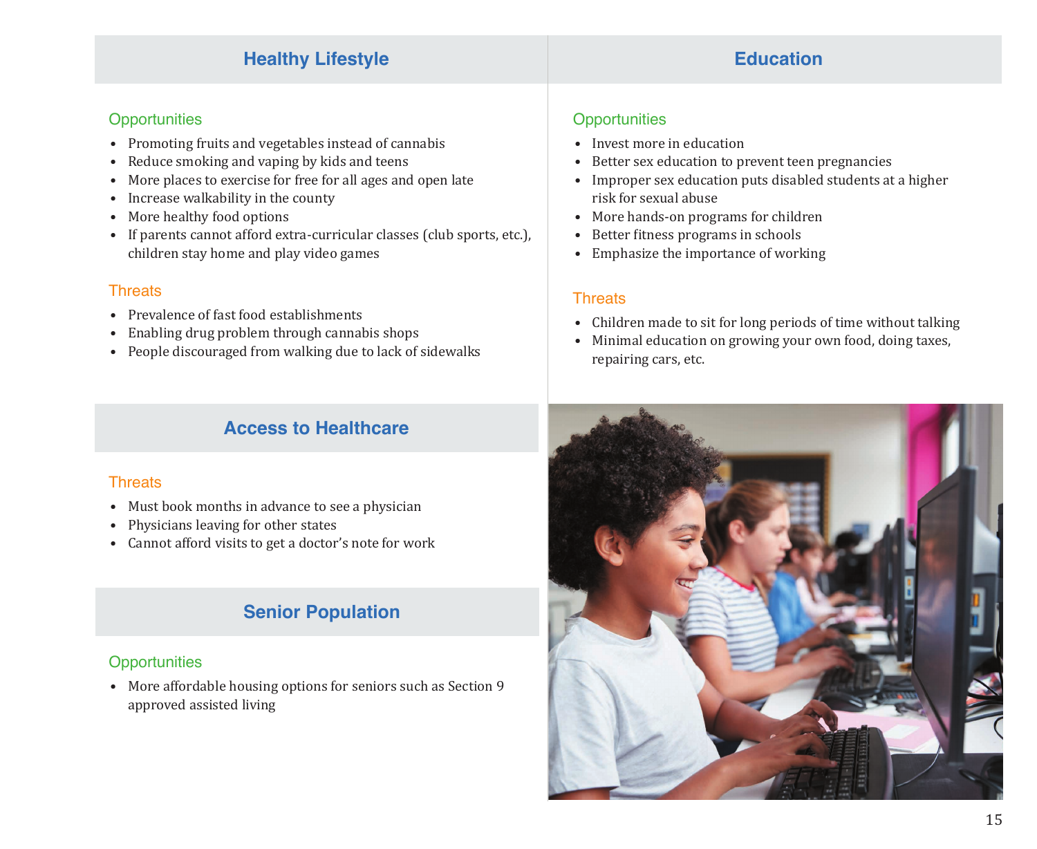## Healthy Lifestyle

### Opportunities

- Promoting fruits and vegetables instead of cannabis
- Reduce smoking and vaping by kids and teens
- More places to exercise for free for all ages and open late
- Increase walkability in the county
- More healthy food options
- If parents cannot afford extra-curricular classes (club sports, etc.), children stay home and play video games

### Threats

- Prevalence of fast food establishments
- Enabling drug problem through cannabis shops
- People discouraged from walking due to lack of sidewalks

## Access to Healthcare

### Threats

- Must book months in advance to see a physician
- Physicians leaving for other states
- Cannot afford visits to get a doctor's note for work

## Senior Population

### Opportunities

- More affordable housing options for seniors such as Section 9 approved assisted living

## Education

### Opportunities

- Invest more in education
- Better sex education to prevent teen pregnancies
- Improper sex education puts disabled students at a higher risk for sexual abuse
- More hands-on programs for children
- Better fitness programs in schools
- Emphasize the importance of working

### Threats

- Children made to sit for long periods of time without talking
- Minimal education on growing your own food, doing taxes, repairing cars, etc.